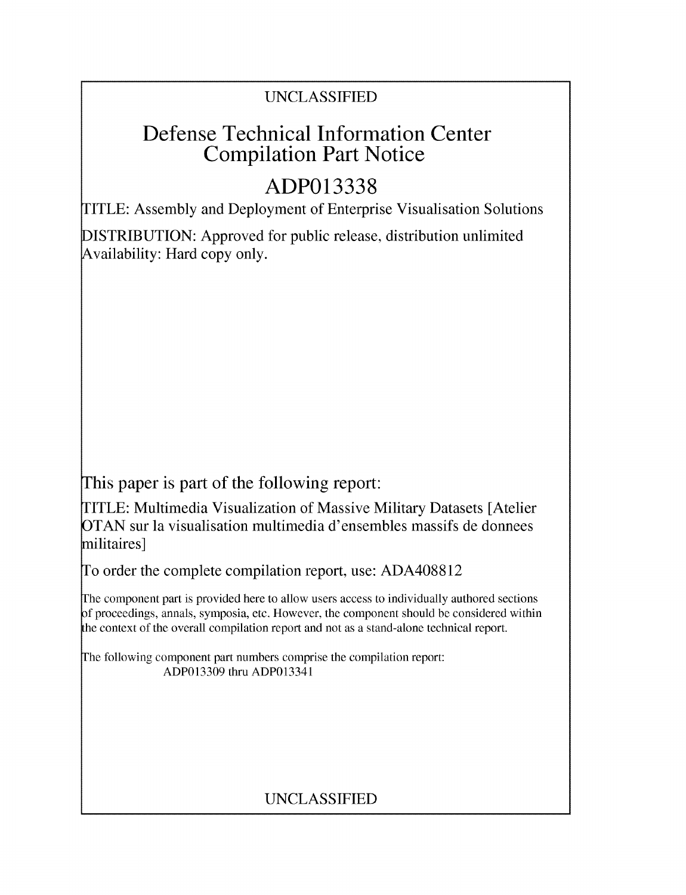UNCLASSIFIED

# Defense Technical Information Center Compilation Part Notice

## ADP013338

TITLE: Assembly and Deployment of Enterprise Visualisation Solutions

DISTRIBUTION: Approved for public release, distribution unlimited
Availability: Hard copy only.

This paper is part of the following report:

TITLE: Multimedia Visualization of Massive Military Datasets [Atelier OTAN sur la visualisation multimedia d'ensembles massifs de donnees militaires]

To order the complete compilation report, use: ADA408812

The component part is provided here to allow users access to individually authored sections of proceedings, annals, symposia, etc. However, the component should be considered within the context of the overall compilation report and not as a stand-alone technical report.

The following component part numbers comprise the compilation report:
ADP013309 thru ADP013341

UNCLASSIFIED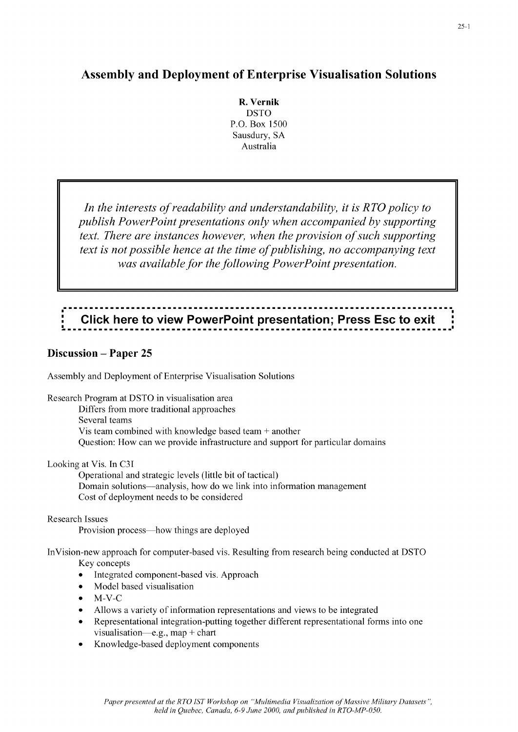# Assembly and Deployment of Enterprise Visualisation Solutions

**R. Vernik**
DSTO
P.O. Box 1500
Sausdury, SA
Australia

*In the interests of readability and understandability, it is RTO policy to publish PowerPoint presentations only when accompanied by supporting text. There are instances however, when the provision of such supporting text is not possible hence at the time of publishing, no accompanying text was available for the following PowerPoint presentation.*

**Click here to view PowerPoint presentation; Press Esc to exit**

## Discussion – Paper 25

Assembly and Deployment of Enterprise Visualisation Solutions

Research Program at DSTO in visualisation area
Differs from more traditional approaches
Several teams
Vis team combined with knowledge based team + another
Question: How can we provide infrastructure and support for particular domains

Looking at Vis. In C3I
Operational and strategic levels (little bit of tactical)
Domain solutions—analysis, how do we link into information management
Cost of deployment needs to be considered

Research Issues
Provision process—how things are deployed

InVision-new approach for computer-based vis. Resulting from research being conducted at DSTO
Key concepts

- Integrated component-based vis. Approach
- Model based visualisation
- M-V-C
- Allows a variety of information representations and views to be integrated
- Representational integration-putting together different representational forms into one visualisation—e.g., map + chart
- Knowledge-based deployment components

*Paper presented at the RTO IST Workshop on "Multimedia Visualization of Massive Military Datasets", held in Quebec, Canada, 6-9 June 2000, and published in RTO-MP-050.*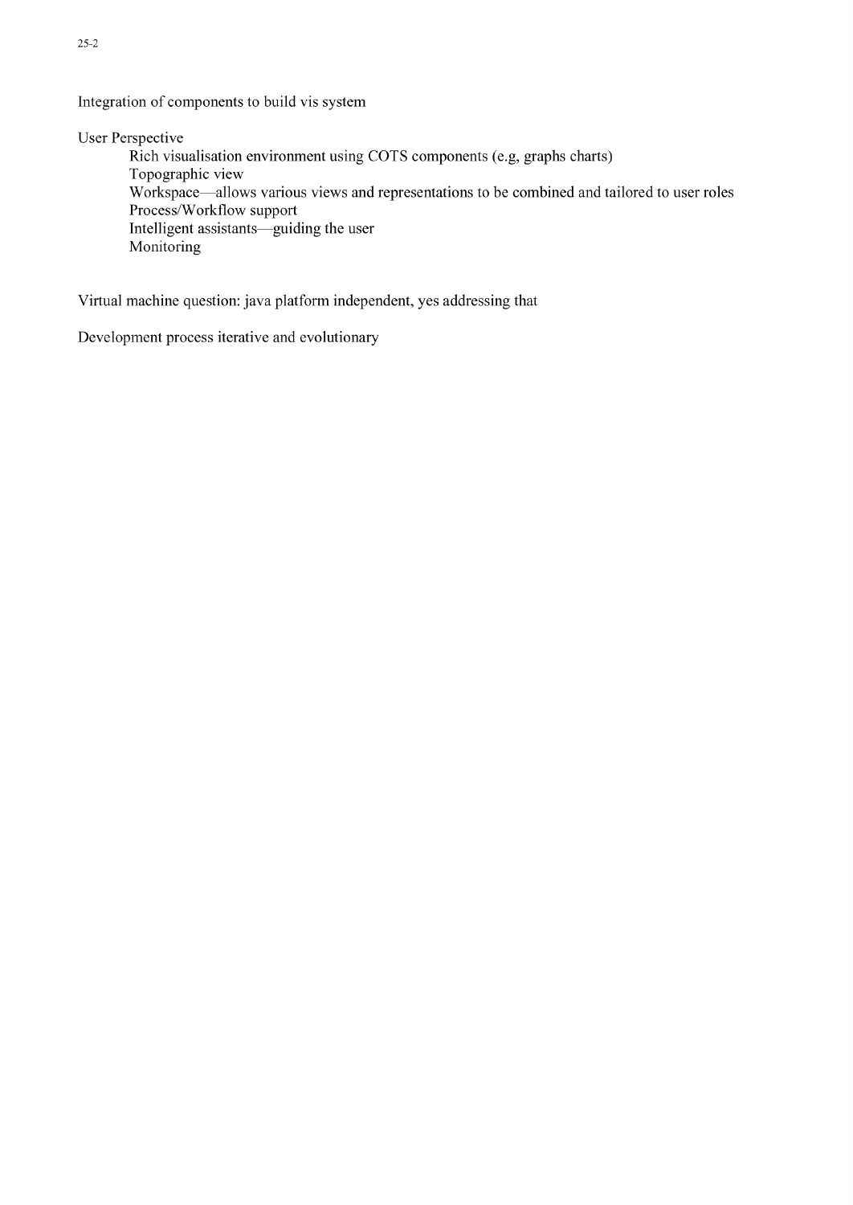Integration of components to build vis system

User Perspective

- Rich visualisation environment using COTS components (e.g, graphs charts)
- Topographic view
- Workspace—allows various views and representations to be combined and tailored to user roles
- Process/Workflow support
- Intelligent assistants—guiding the user
- Monitoring

Virtual machine question: java platform independent, yes addressing that

Development process iterative and evolutionary